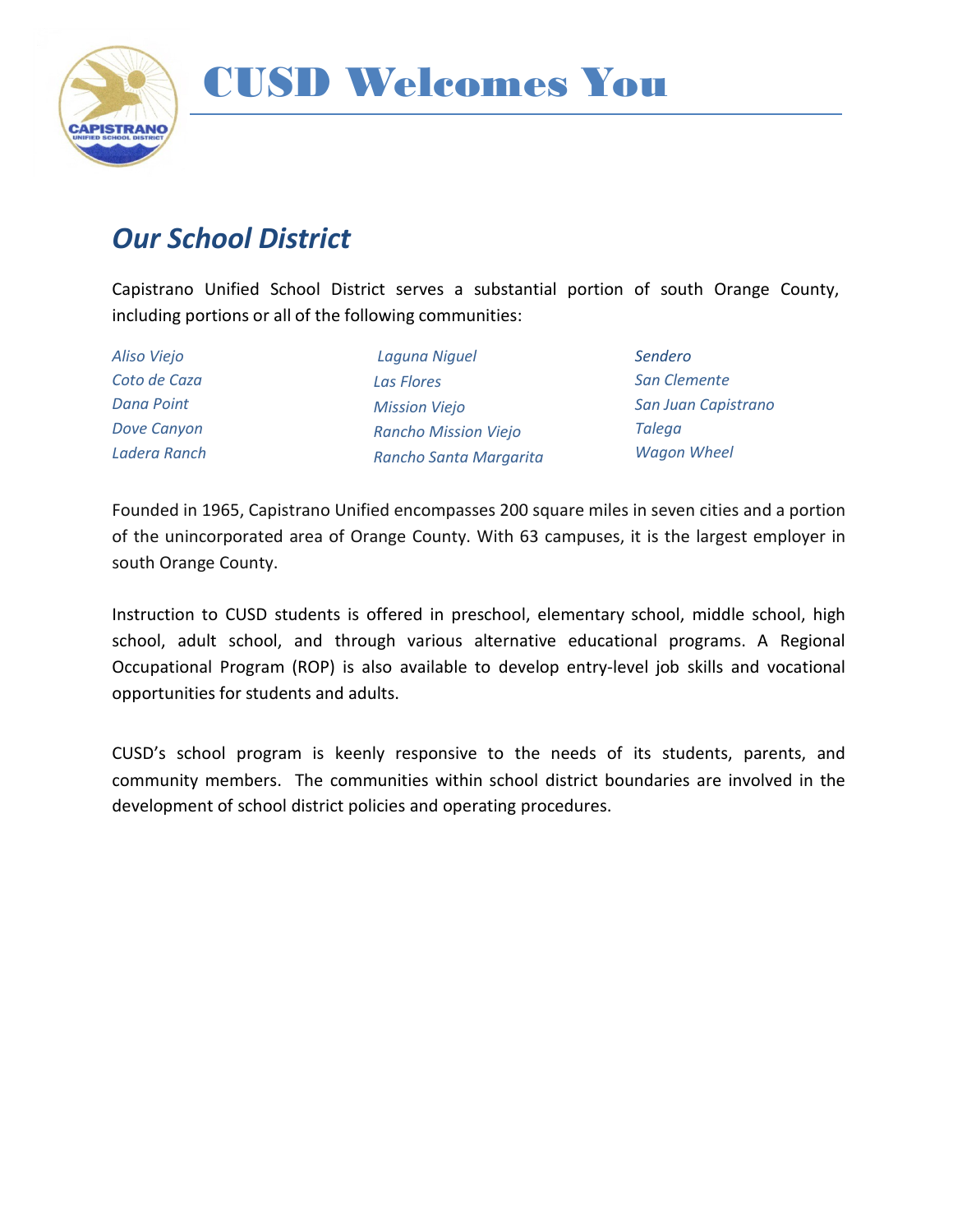# CUSD Welcomes You

## *Our School District*

Capistrano Unified School District serves a substantial portion of south Orange County, including portions or all of the following communities:

*Aliso Viejo*
*Coto de Caza*
*Dana Point*
*Dove Canyon*
*Ladera Ranch*
*Laguna Niguel*
*Las Flores*
*Mission Viejo*
*Rancho Mission Viejo*
*Rancho Santa Margarita*
*Sendero*
*San Clemente*
*San Juan Capistrano*
*Talega*
*Wagon Wheel*

Founded in 1965, Capistrano Unified encompasses 200 square miles in seven cities and a portion of the unincorporated area of Orange County. With 63 campuses, it is the largest employer in south Orange County.

Instruction to CUSD students is offered in preschool, elementary school, middle school, high school, adult school, and through various alternative educational programs. A Regional Occupational Program (ROP) is also available to develop entry-level job skills and vocational opportunities for students and adults.

CUSD's school program is keenly responsive to the needs of its students, parents, and community members. The communities within school district boundaries are involved in the development of school district policies and operating procedures.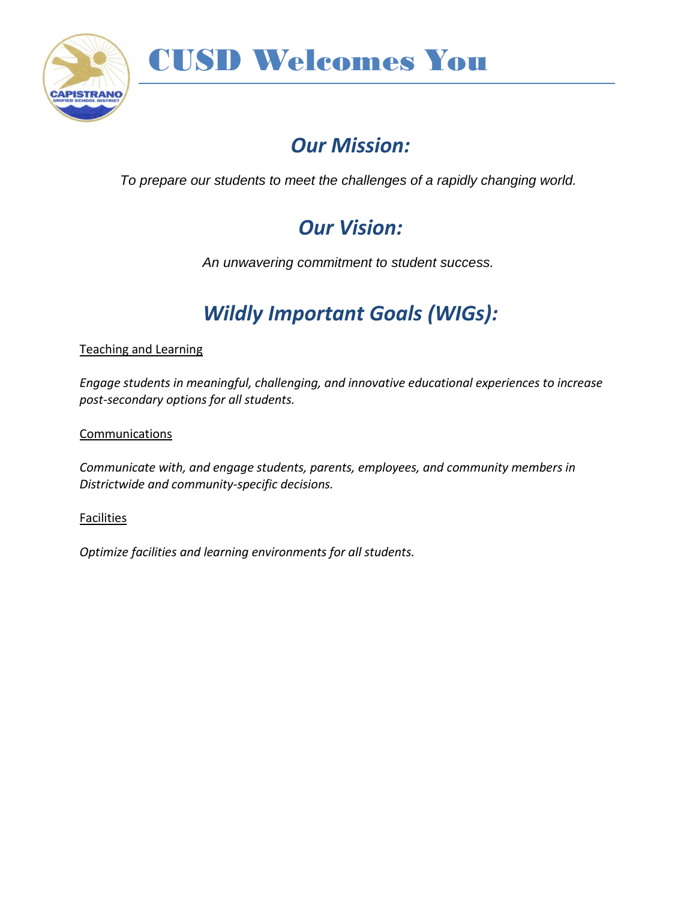# CUSD Welcomes You

## *Our Mission:*

*To prepare our students to meet the challenges of a rapidly changing world.*

## *Our Vision:*

*An unwavering commitment to student success.*

## *Wildly Important Goals (WIGs):*

Teaching and Learning

*Engage students in meaningful, challenging, and innovative educational experiences to increase post-secondary options for all students.*

Communications

*Communicate with, and engage students, parents, employees, and community members in Districtwide and community-specific decisions.*

Facilities

*Optimize facilities and learning environments for all students.*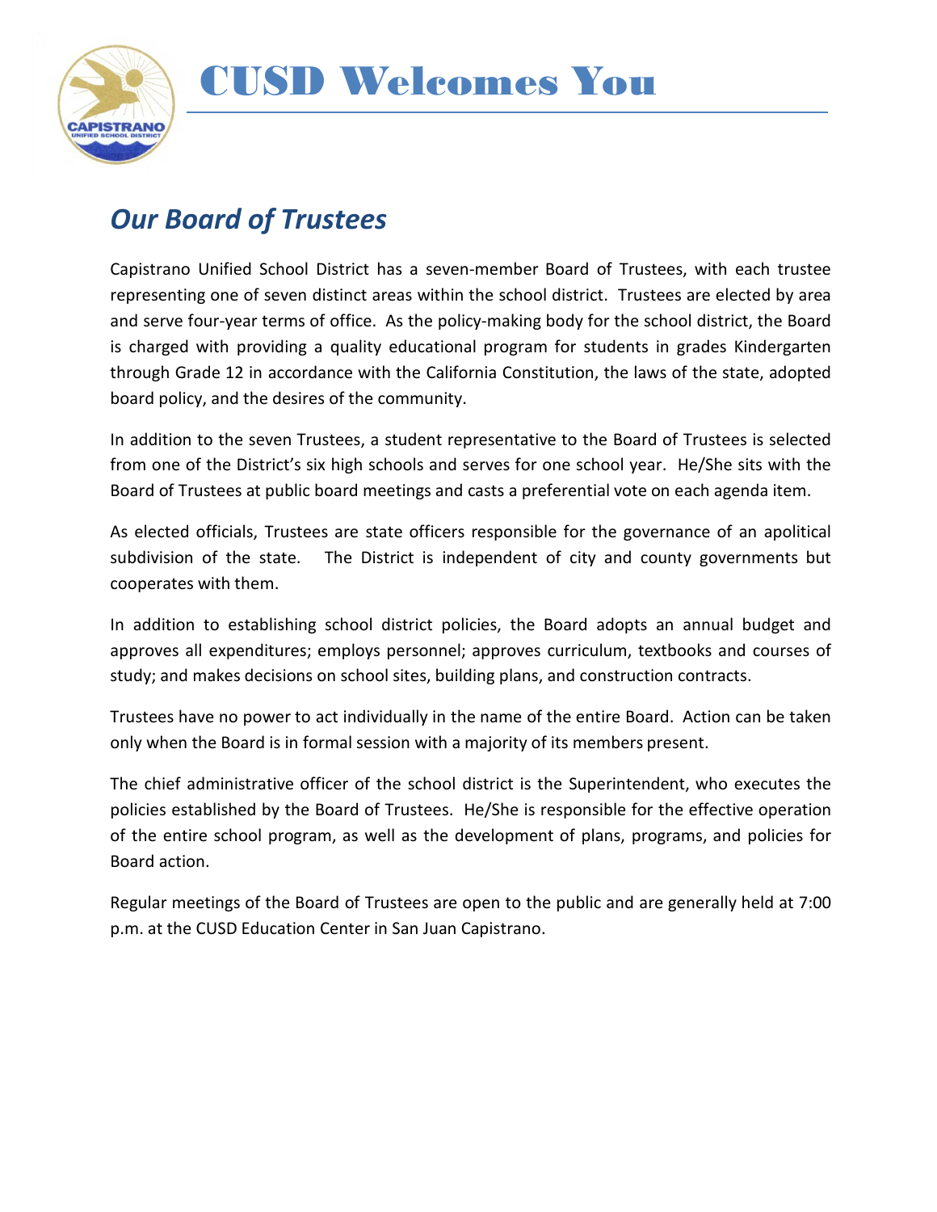# CUSD Welcomes You

## *Our Board of Trustees*

Capistrano Unified School District has a seven-member Board of Trustees, with each trustee representing one of seven distinct areas within the school district. Trustees are elected by area and serve four-year terms of office. As the policy-making body for the school district, the Board is charged with providing a quality educational program for students in grades Kindergarten through Grade 12 in accordance with the California Constitution, the laws of the state, adopted board policy, and the desires of the community.

In addition to the seven Trustees, a student representative to the Board of Trustees is selected from one of the District's six high schools and serves for one school year. He/She sits with the Board of Trustees at public board meetings and casts a preferential vote on each agenda item.

As elected officials, Trustees are state officers responsible for the governance of an apolitical subdivision of the state. The District is independent of city and county governments but cooperates with them.

In addition to establishing school district policies, the Board adopts an annual budget and approves all expenditures; employs personnel; approves curriculum, textbooks and courses of study; and makes decisions on school sites, building plans, and construction contracts.

Trustees have no power to act individually in the name of the entire Board. Action can be taken only when the Board is in formal session with a majority of its members present.

The chief administrative officer of the school district is the Superintendent, who executes the policies established by the Board of Trustees. He/She is responsible for the effective operation of the entire school program, as well as the development of plans, programs, and policies for Board action.

Regular meetings of the Board of Trustees are open to the public and are generally held at 7:00 p.m. at the CUSD Education Center in San Juan Capistrano.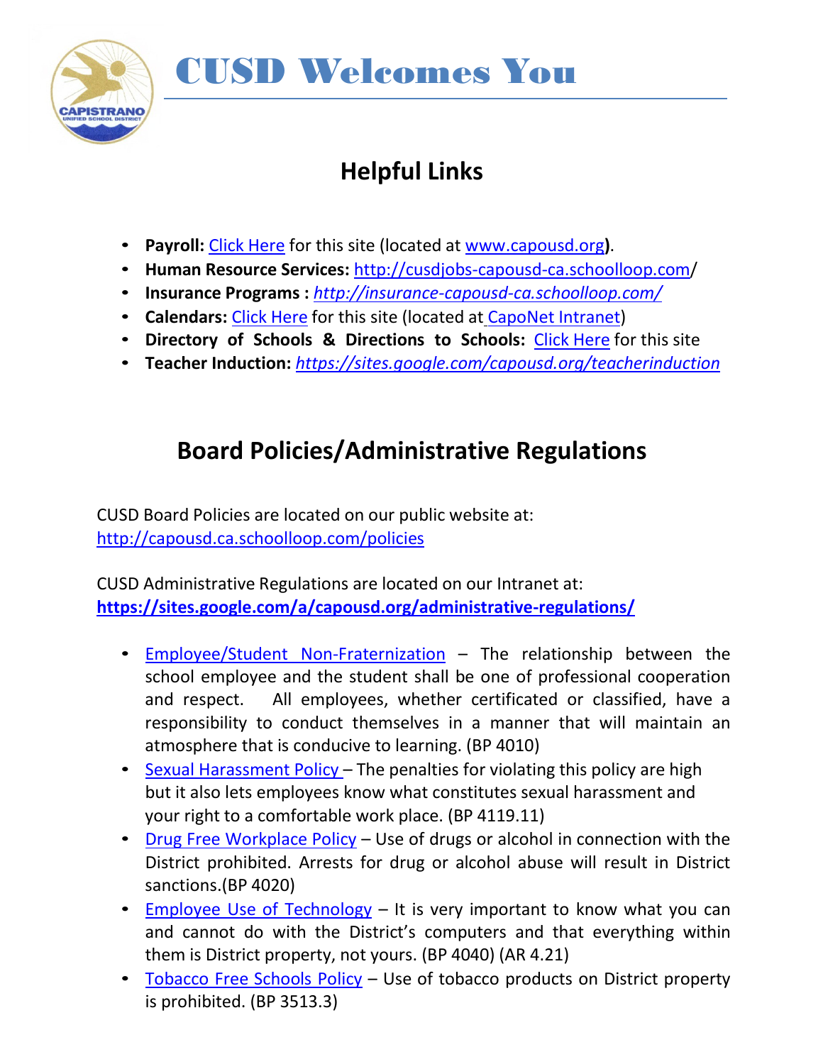# CUSD Welcomes You

## Helpful Links

- **Payroll:** Click Here for this site (located at www.capousd.org**)**.
- **Human Resource Services:** http://cusdjobs-capousd-ca.schoolloop.com/
- **Insurance Programs :** *http://insurance-capousd-ca.schoolloop.com/*
- **Calendars:** Click Here for this site (located at CapoNet Intranet)
- **Directory of Schools & Directions to Schools:** Click Here for this site
- **Teacher Induction:** *https://sites.google.com/capousd.org/teacherinduction*

## Board Policies/Administrative Regulations

CUSD Board Policies are located on our public website at:
http://capousd.ca.schoolloop.com/policies

CUSD Administrative Regulations are located on our Intranet at:
**https://sites.google.com/a/capousd.org/administrative-regulations/**

- Employee/Student Non-Fraternization – The relationship between the school employee and the student shall be one of professional cooperation and respect. All employees, whether certificated or classified, have a responsibility to conduct themselves in a manner that will maintain an atmosphere that is conducive to learning. (BP 4010)
- Sexual Harassment Policy – The penalties for violating this policy are high but it also lets employees know what constitutes sexual harassment and your right to a comfortable work place. (BP 4119.11)
- Drug Free Workplace Policy – Use of drugs or alcohol in connection with the District prohibited. Arrests for drug or alcohol abuse will result in District sanctions.(BP 4020)
- Employee Use of Technology – It is very important to know what you can and cannot do with the District's computers and that everything within them is District property, not yours. (BP 4040) (AR 4.21)
- Tobacco Free Schools Policy – Use of tobacco products on District property is prohibited. (BP 3513.3)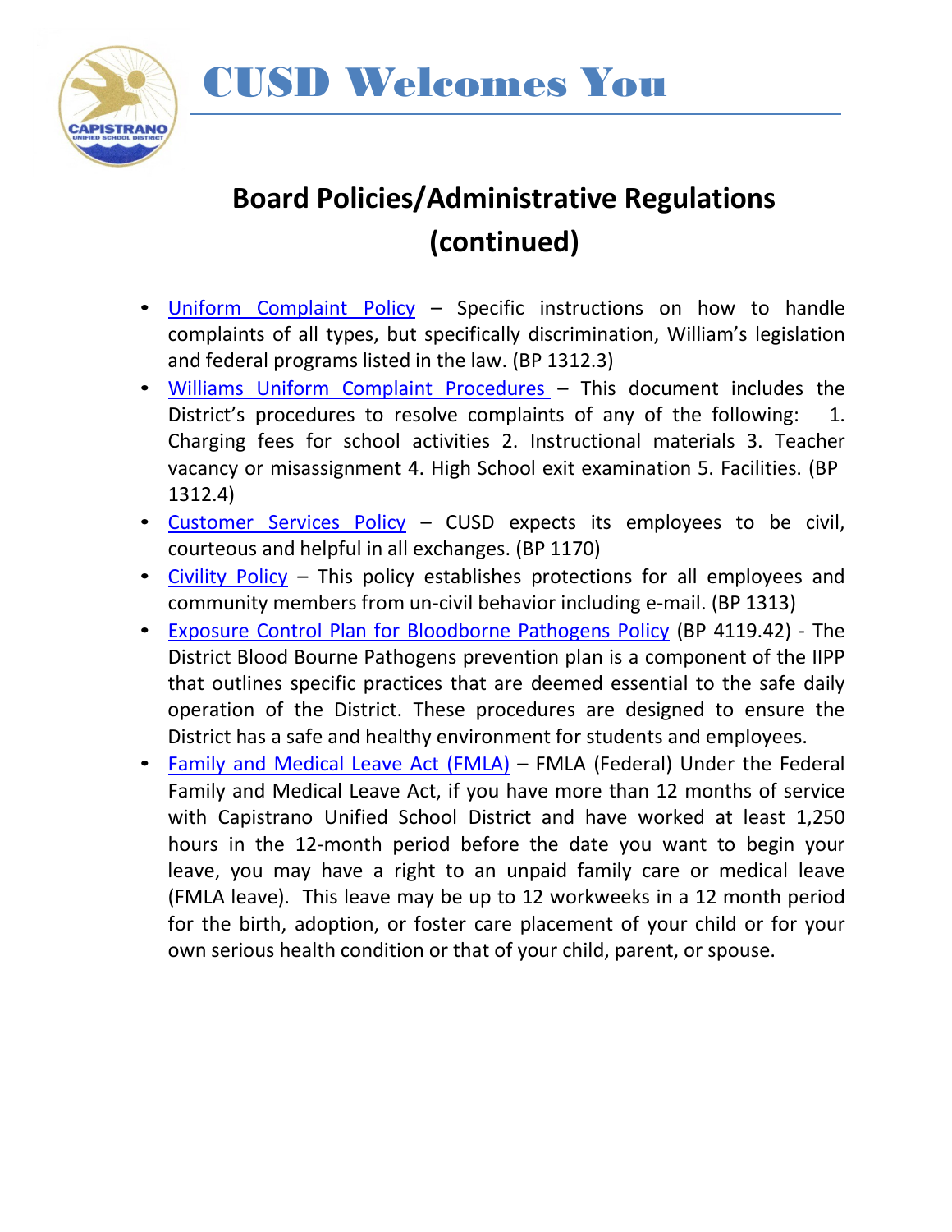# CUSD Welcomes You

## Board Policies/Administrative Regulations (continued)

- Uniform Complaint Policy – Specific instructions on how to handle complaints of all types, but specifically discrimination, William's legislation and federal programs listed in the law. (BP 1312.3)
- Williams Uniform Complaint Procedures – This document includes the District's procedures to resolve complaints of any of the following: 1. Charging fees for school activities 2. Instructional materials 3. Teacher vacancy or misassignment 4. High School exit examination 5. Facilities. (BP 1312.4)
- Customer Services Policy – CUSD expects its employees to be civil, courteous and helpful in all exchanges. (BP 1170)
- Civility Policy – This policy establishes protections for all employees and community members from un-civil behavior including e-mail. (BP 1313)
- Exposure Control Plan for Bloodborne Pathogens Policy (BP 4119.42) - The District Blood Bourne Pathogens prevention plan is a component of the IIPP that outlines specific practices that are deemed essential to the safe daily operation of the District. These procedures are designed to ensure the District has a safe and healthy environment for students and employees.
- Family and Medical Leave Act (FMLA) – FMLA (Federal) Under the Federal Family and Medical Leave Act, if you have more than 12 months of service with Capistrano Unified School District and have worked at least 1,250 hours in the 12-month period before the date you want to begin your leave, you may have a right to an unpaid family care or medical leave (FMLA leave). This leave may be up to 12 workweeks in a 12 month period for the birth, adoption, or foster care placement of your child or for your own serious health condition or that of your child, parent, or spouse.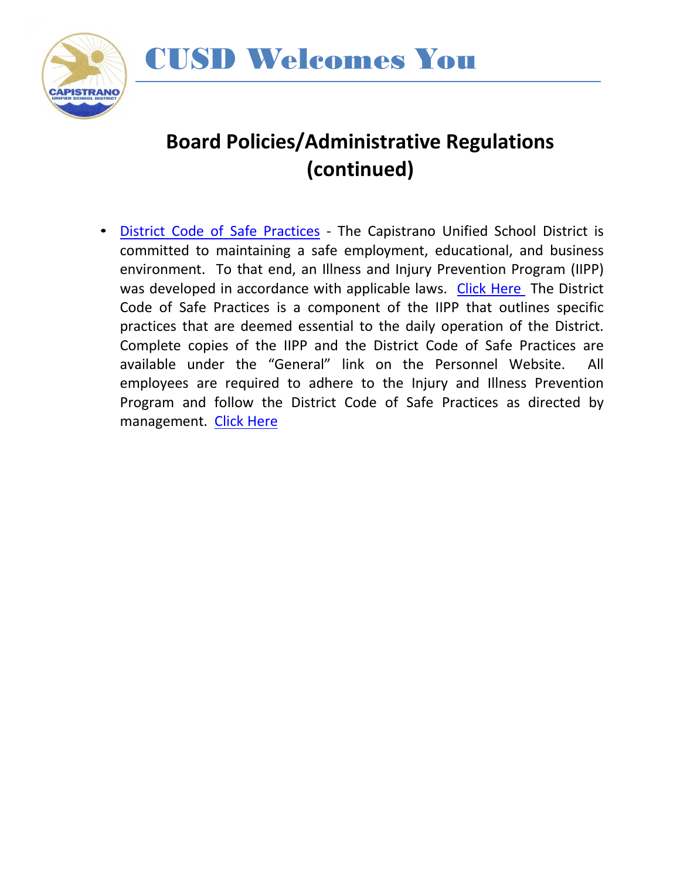# CUSD Welcomes You

## Board Policies/Administrative Regulations (continued)

- District Code of Safe Practices - The Capistrano Unified School District is committed to maintaining a safe employment, educational, and business environment. To that end, an Illness and Injury Prevention Program (IIPP) was developed in accordance with applicable laws. Click Here The District Code of Safe Practices is a component of the IIPP that outlines specific practices that are deemed essential to the daily operation of the District. Complete copies of the IIPP and the District Code of Safe Practices are available under the "General" link on the Personnel Website. All employees are required to adhere to the Injury and Illness Prevention Program and follow the District Code of Safe Practices as directed by management. Click Here